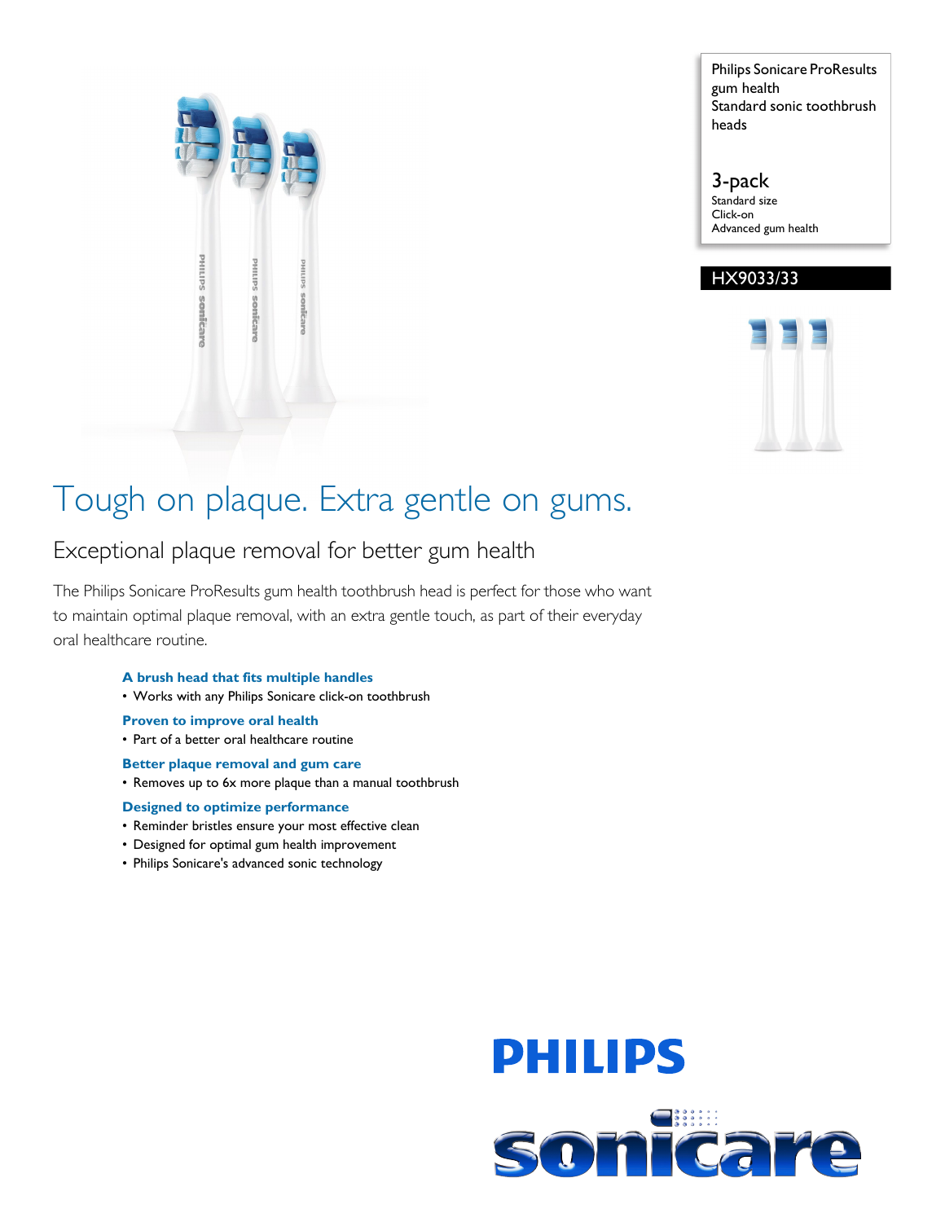Philips Sonicare ProResults gum health
Standard sonic toothbrush heads

3-pack
Standard size
Click-on
Advanced gum health

HX9033/33

# Tough on plaque. Extra gentle on gums.

## Exceptional plaque removal for better gum health

The Philips Sonicare ProResults gum health toothbrush head is perfect for those who want to maintain optimal plaque removal, with an extra gentle touch, as part of their everyday oral healthcare routine.

**A brush head that fits multiple handles**
- Works with any Philips Sonicare click-on toothbrush

**Proven to improve oral health**
- Part of a better oral healthcare routine

**Better plaque removal and gum care**
- Removes up to 6x more plaque than a manual toothbrush

**Designed to optimize performance**
- Reminder bristles ensure your most effective clean
- Designed for optimal gum health improvement
- Philips Sonicare's advanced sonic technology

PHILIPS

sonicare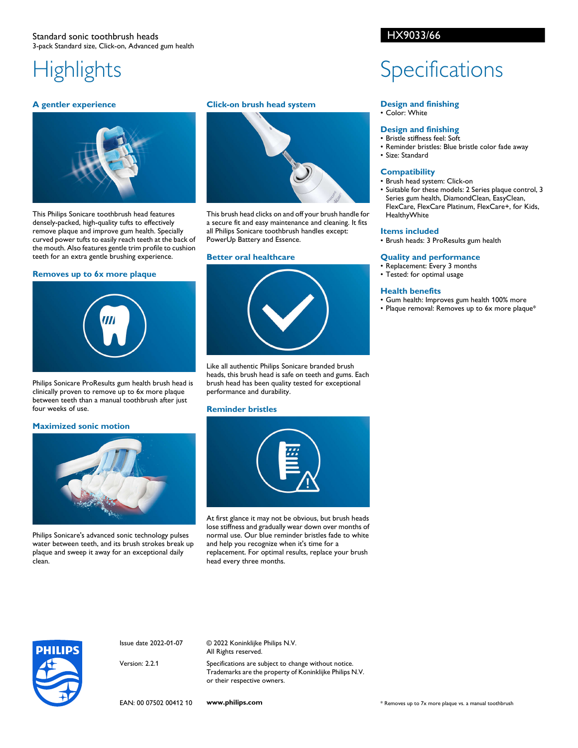Standard sonic toothbrush heads
3-pack Standard size, Click-on, Advanced gum health

HX9033/66

# Highlights

### A gentler experience

This Philips Sonicare toothbrush head features densely-packed, high-quality tufts to effectively remove plaque and improve gum health. Specially curved power tufts to easily reach teeth at the back of the mouth. Also features gentle trim profile to cushion teeth for an extra gentle brushing experience.

### Removes up to 6x more plaque

Philips Sonicare ProResults gum health brush head is clinically proven to remove up to 6x more plaque between teeth than a manual toothbrush after just four weeks of use.

### Maximized sonic motion

Philips Sonicare's advanced sonic technology pulses water between teeth, and its brush strokes break up plaque and sweep it away for an exceptional daily clean.

### Click-on brush head system

This brush head clicks on and off your brush handle for a secure fit and easy maintenance and cleaning. It fits all Philips Sonicare toothbrush handles except: PowerUp Battery and Essence.

### Better oral healthcare

Like all authentic Philips Sonicare branded brush heads, this brush head is safe on teeth and gums. Each brush head has been quality tested for exceptional performance and durability.

### Reminder bristles

At first glance it may not be obvious, but brush heads lose stiffness and gradually wear down over months of normal use. Our blue reminder bristles fade to white and help you recognize when it's time for a replacement. For optimal results, replace your brush head every three months.

# Specifications

### Design and finishing
- Color: White

### Design and finishing
- Bristle stiffness feel: Soft
- Reminder bristles: Blue bristle color fade away
- Size: Standard

### Compatibility
- Brush head system: Click-on
- Suitable for these models: 2 Series plaque control, 3 Series gum health, DiamondClean, EasyClean, FlexCare, FlexCare Platinum, FlexCare+, for Kids, HealthyWhite

### Items included
- Brush heads: 3 ProResults gum health

### Quality and performance
- Replacement: Every 3 months
- Tested: for optimal usage

### Health benefits
- Gum health: Improves gum health 100% more
- Plaque removal: Removes up to 6x more plaque*

Issue date 2022-01-07

Version: 2.2.1

EAN: 00 07502 00412 10

© 2022 Koninklijke Philips N.V.
All Rights reserved.

Specifications are subject to change without notice. Trademarks are the property of Koninklijke Philips N.V. or their respective owners.

**www.philips.com**

* Removes up to 7x more plaque vs. a manual toothbrush